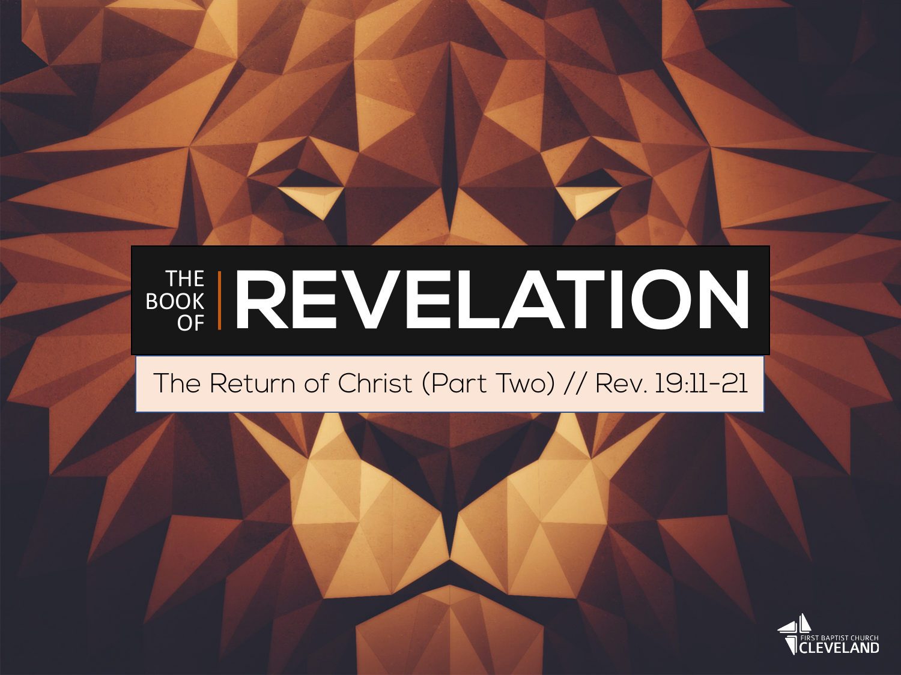# THE BOOK OF REVELATION

The Return of Christ (Part Two) // Rev. 19:11-21

FIRST BAPTIST CHURCH CLEVELAND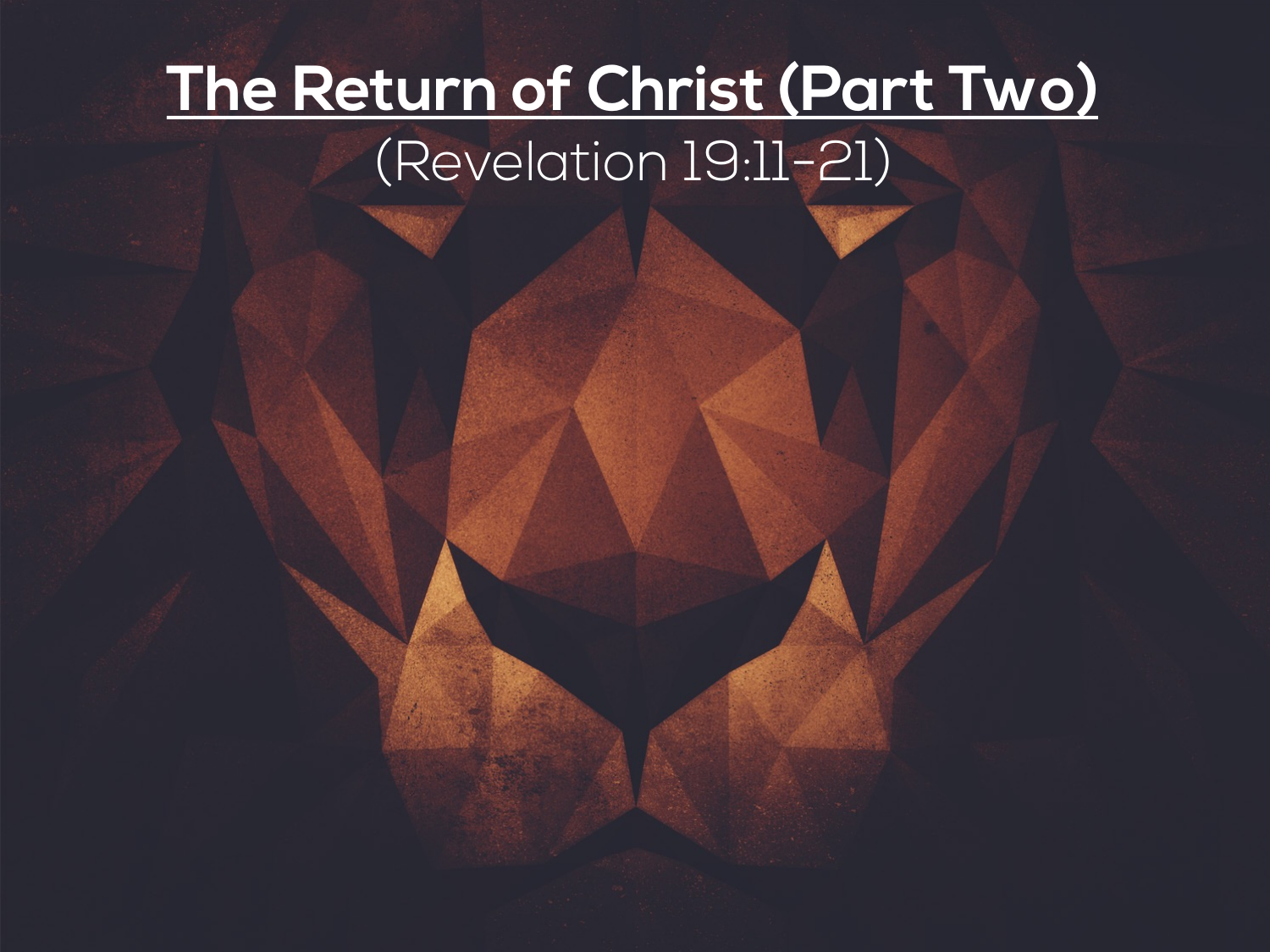# The Return of Christ (Part Two)

(Revelation 19:11-21)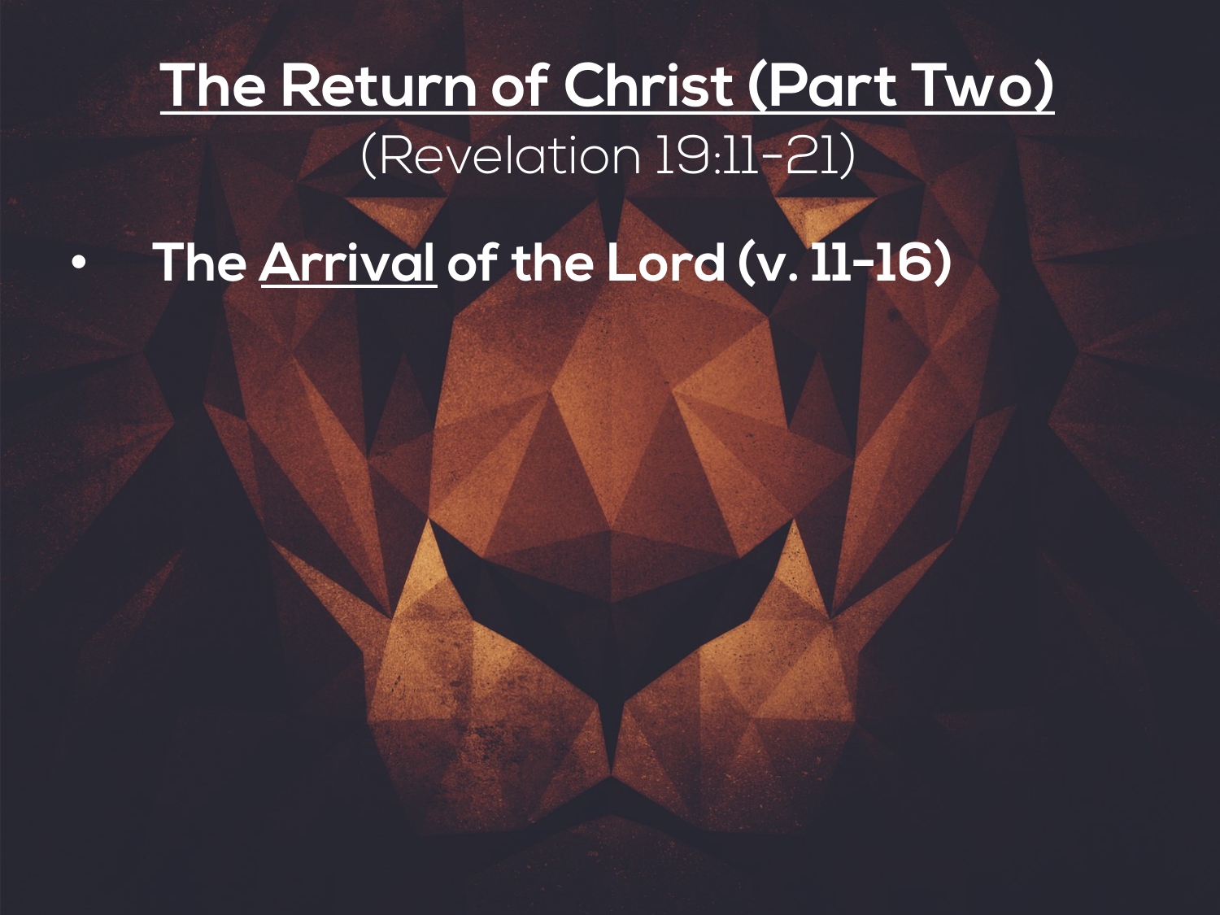# The Return of Christ (Part Two)

(Revelation 19:11-21)

- **The Arrival of the Lord (v. 11-16)**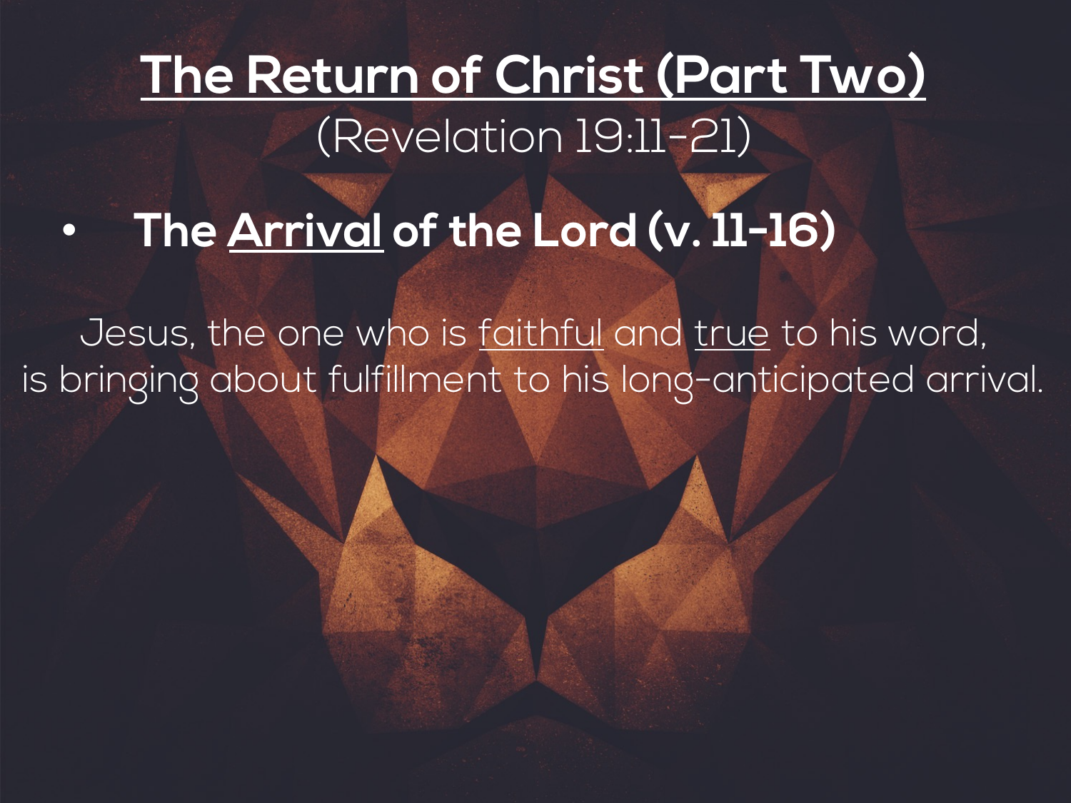# The Return of Christ (Part Two)

(Revelation 19:11-21)

- **The Arrival of the Lord (v. 11-16)**

Jesus, the one who is faithful and true to his word, is bringing about fulfillment to his long-anticipated arrival.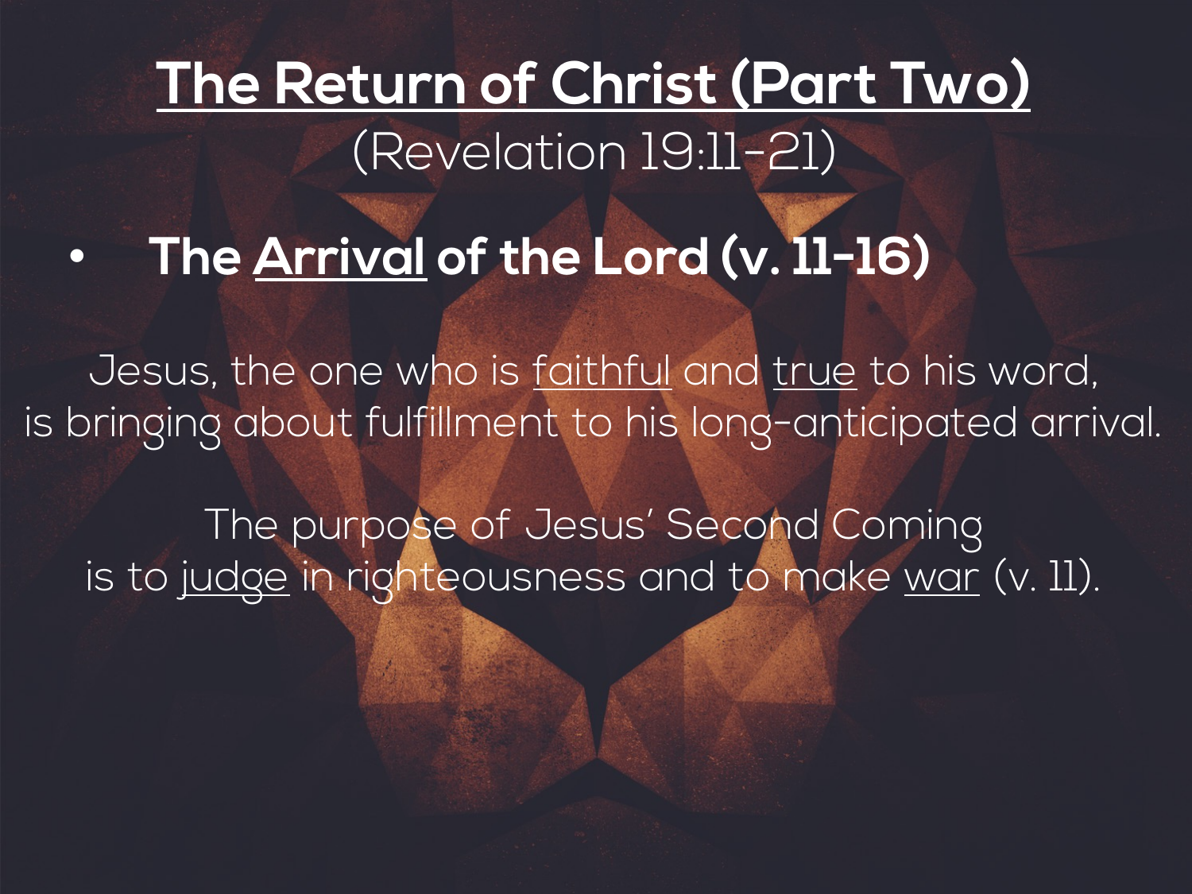# The Return of Christ (Part Two)

(Revelation 19:11-21)

- **The Arrival of the Lord (v. 11-16)**

Jesus, the one who is faithful and true to his word, is bringing about fulfillment to his long-anticipated arrival.

The purpose of Jesus' Second Coming is to judge in righteousness and to make war (v. 11).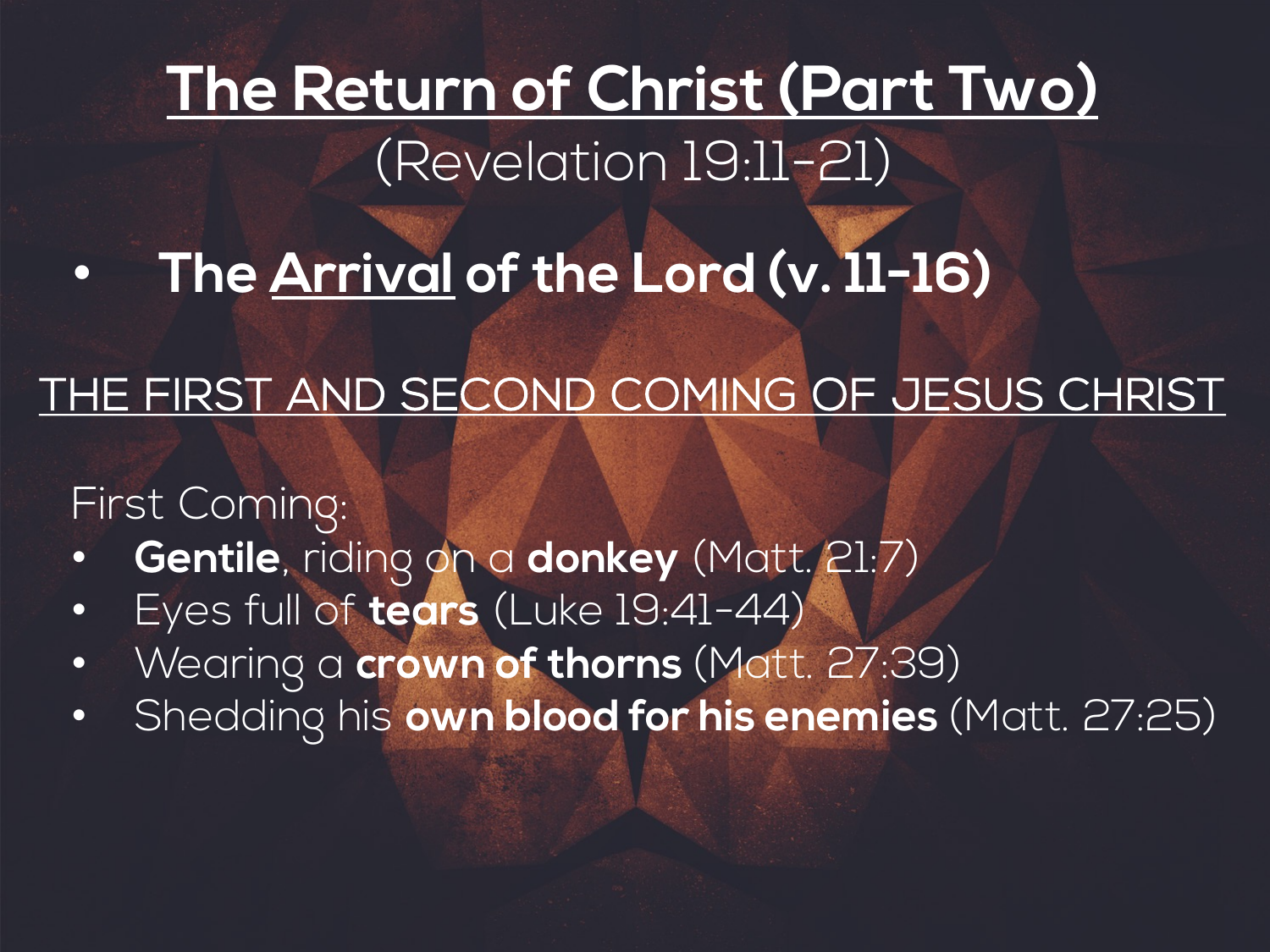# <u>The Return of Christ (Part Two)</u>

(Revelation 19:11-21)

- **The <u>Arrival</u> of the Lord (v. 11-16)**

<u>THE FIRST AND SECOND COMING OF JESUS CHRIST</u>

First Coming:

- **Gentile**, riding on a **donkey** (Matt. 21:7)
- Eyes full of **tears** (Luke 19:41-44)
- Wearing a **crown of thorns** (Matt. 27:39)
- Shedding his **own blood for his enemies** (Matt. 27:25)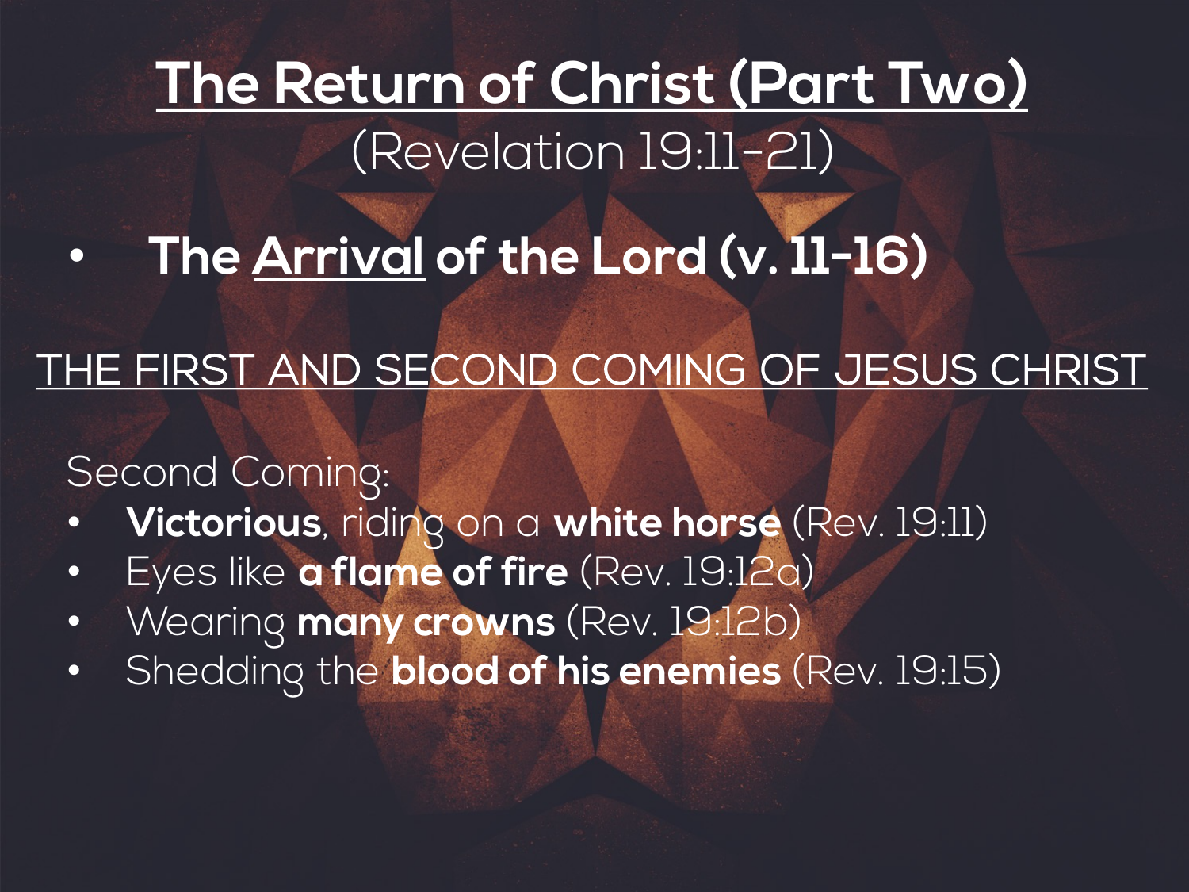# <u>The Return of Christ (Part Two)</u>

(Revelation 19:11-21)

- **The <u>Arrival</u> of the Lord (v. 11-16)**

<u>THE FIRST AND SECOND COMING OF JESUS CHRIST</u>

Second Coming:

- **Victorious**, riding on a **white horse** (Rev. 19:11)
- Eyes like **a flame of fire** (Rev. 19:12a)
- Wearing **many crowns** (Rev. 19:12b)
- Shedding the **blood of his enemies** (Rev. 19:15)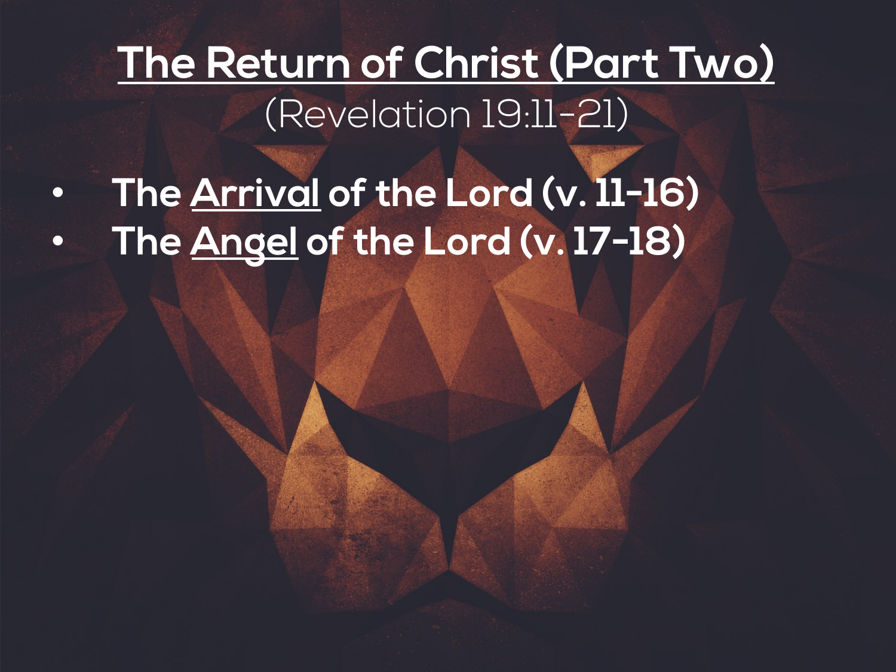# The Return of Christ (Part Two)

(Revelation 19:11-21)

- **The Arrival of the Lord (v. 11-16)**
- **The Angel of the Lord (v. 17-18)**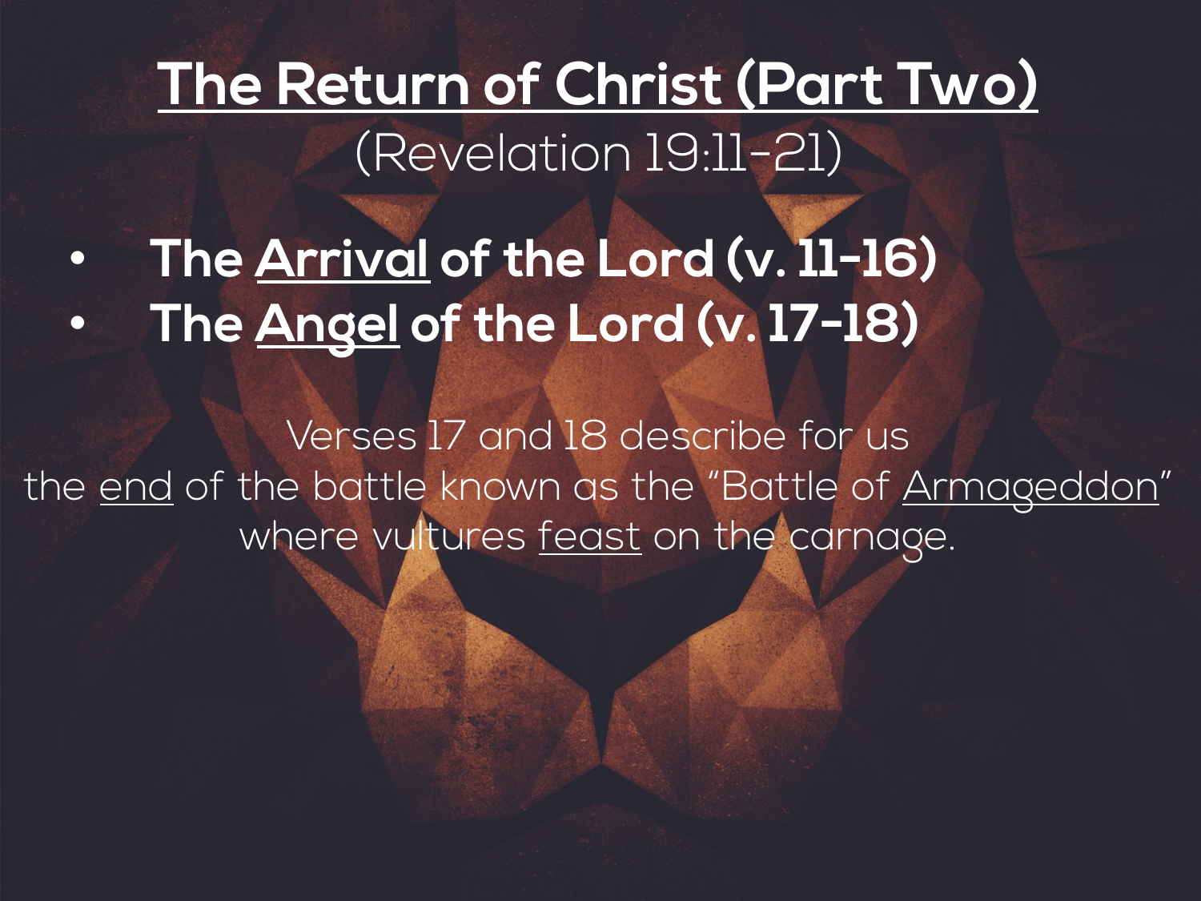# The Return of Christ (Part Two)

(Revelation 19:11-21)

- **The Arrival of the Lord (v. 11-16)**
- **The Angel of the Lord (v. 17-18)**

Verses 17 and 18 describe for us the end of the battle known as the "Battle of Armageddon" where vultures feast on the carnage.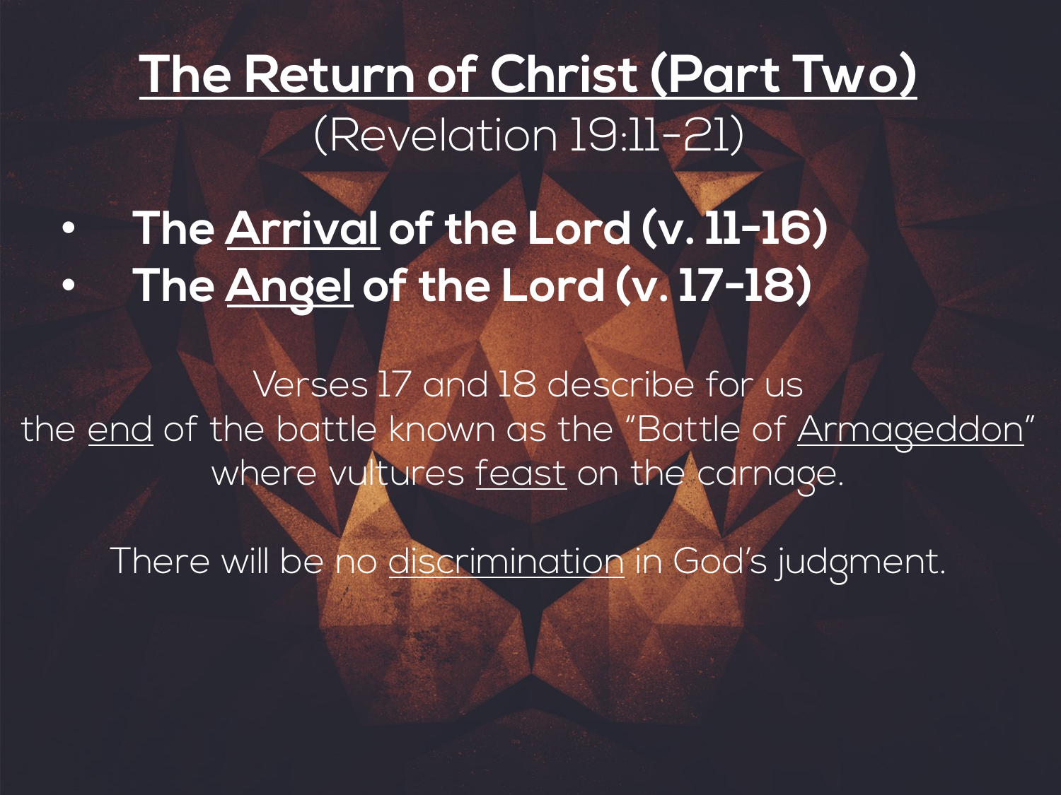# The Return of Christ (Part Two)

(Revelation 19:11-21)

- **The Arrival of the Lord (v. 11-16)**
- **The Angel of the Lord (v. 17-18)**

Verses 17 and 18 describe for us the end of the battle known as the "Battle of Armageddon" where vultures feast on the carnage.

There will be no discrimination in God's judgment.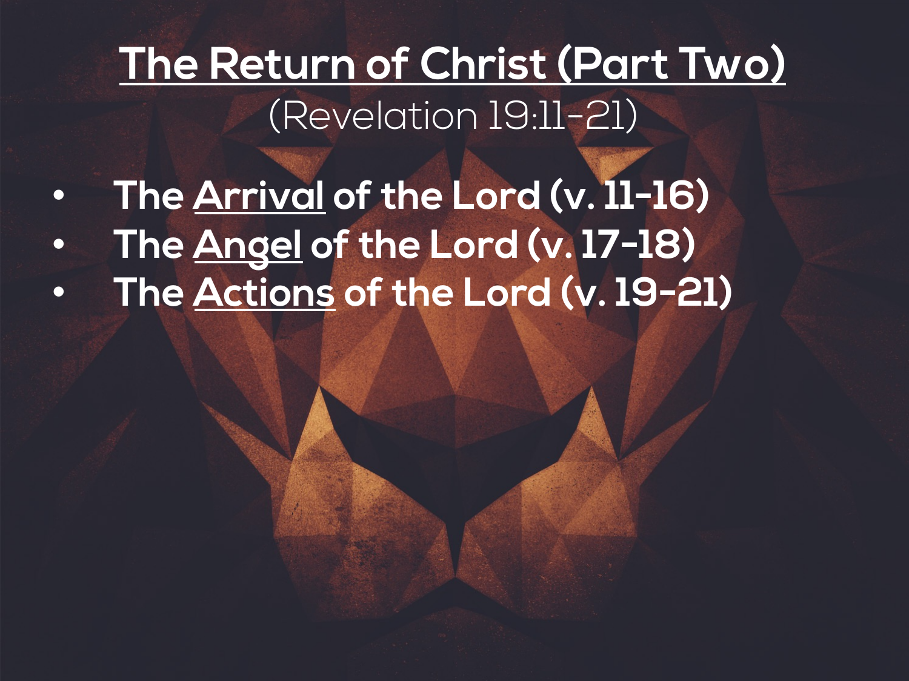# The Return of Christ (Part Two)

(Revelation 19:11-21)

- **The Arrival of the Lord (v. 11-16)**
- **The Angel of the Lord (v. 17-18)**
- **The Actions of the Lord (v. 19-21)**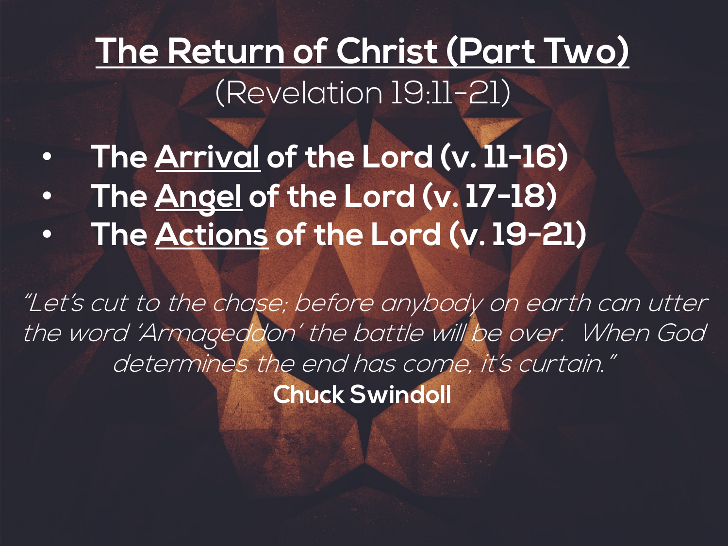# The Return of Christ (Part Two)

(Revelation 19:11-21)

- **The Arrival of the Lord (v. 11-16)**
- **The Angel of the Lord (v. 17-18)**
- **The Actions of the Lord (v. 19-21)**

*"Let's cut to the chase; before anybody on earth can utter the word 'Armageddon' the battle will be over. When God determines the end has come, it's curtain."*

**Chuck Swindoll**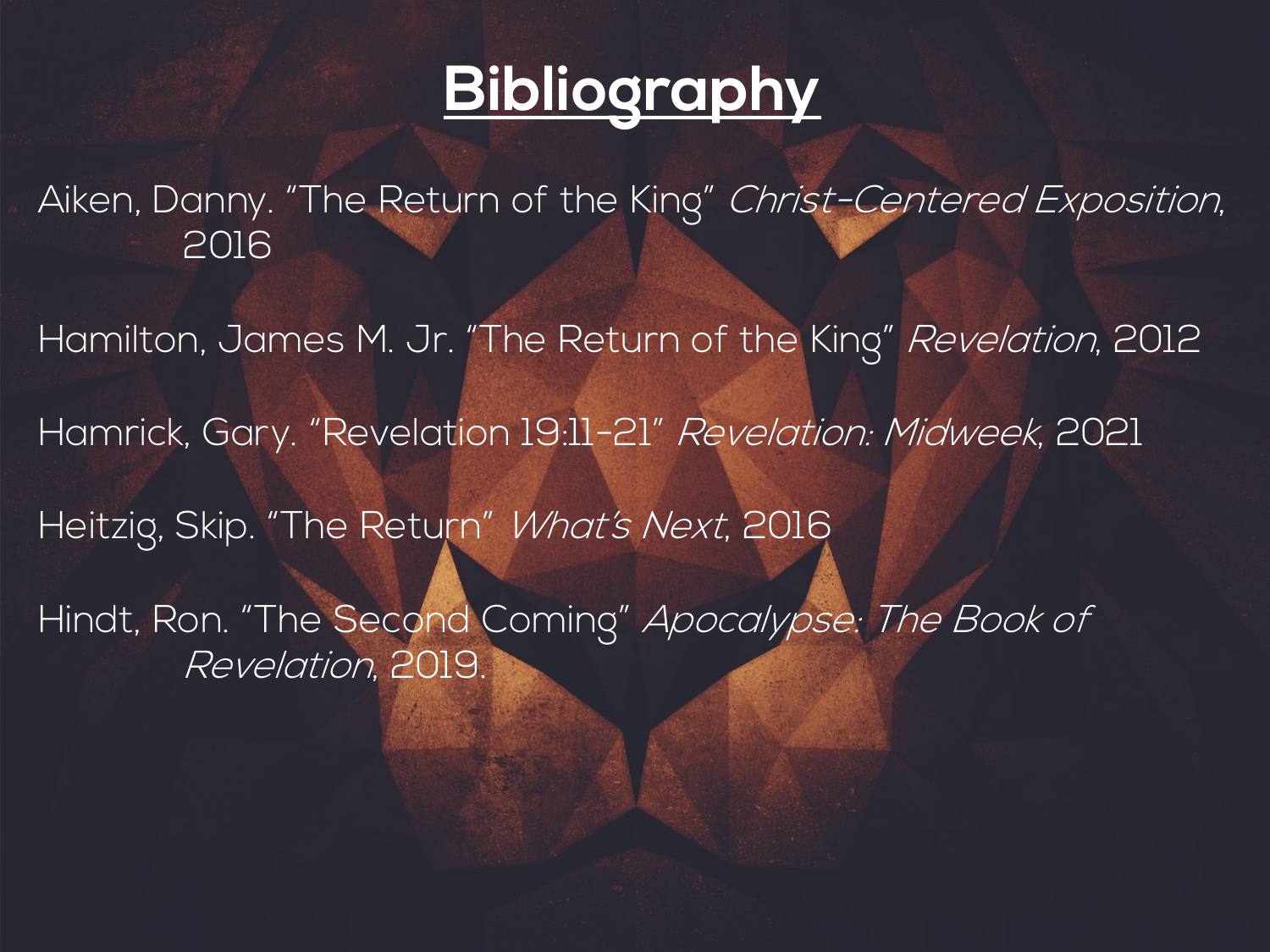# Bibliography

Aiken, Danny. "The Return of the King" *Christ-Centered Exposition*, 2016

Hamilton, James M. Jr. "The Return of the King" *Revelation*, 2012

Hamrick, Gary. "Revelation 19:11-21" *Revelation: Midweek*, 2021

Heitzig, Skip. "The Return" *What's Next*, 2016

Hindt, Ron. "The Second Coming" *Apocalypse: The Book of Revelation*, 2019.